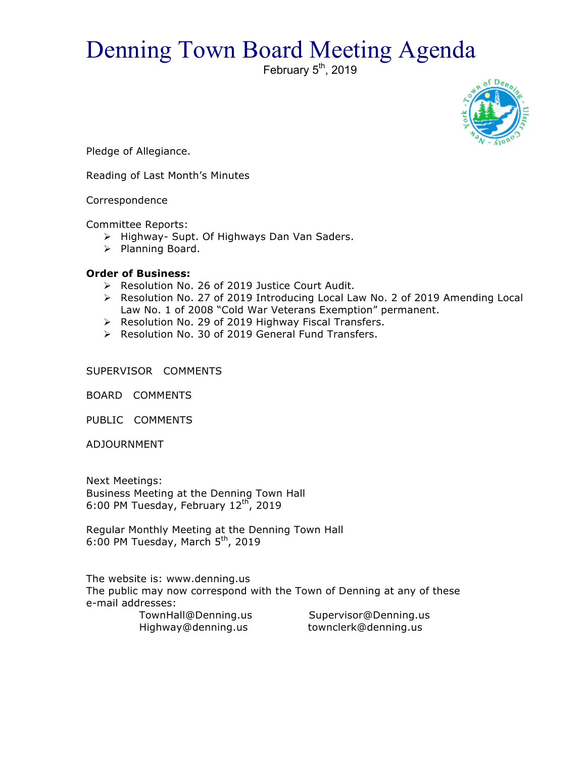# Denning Town Board Meeting Agenda

February 5th, 2019

Pledge of Allegiance.

Reading of Last Month's Minutes

Correspondence

Committee Reports:

- Highway- Supt. Of Highways Dan Van Saders.
- Planning Board.

**Order of Business:**

- Resolution No. 26 of 2019 Justice Court Audit.
- Resolution No. 27 of 2019 Introducing Local Law No. 2 of 2019 Amending Local Law No. 1 of 2008 "Cold War Veterans Exemption" permanent.
- Resolution No. 29 of 2019 Highway Fiscal Transfers.
- Resolution No. 30 of 2019 General Fund Transfers.

SUPERVISOR COMMENTS

BOARD COMMENTS

PUBLIC COMMENTS

ADJOURNMENT

Next Meetings:
Business Meeting at the Denning Town Hall
6:00 PM Tuesday, February 12th, 2019

Regular Monthly Meeting at the Denning Town Hall
6:00 PM Tuesday, March 5th, 2019

The website is: www.denning.us
The public may now correspond with the Town of Denning at any of these e-mail addresses:

TownHall@Denning.us    Supervisor@Denning.us
Highway@denning.us    townclerk@denning.us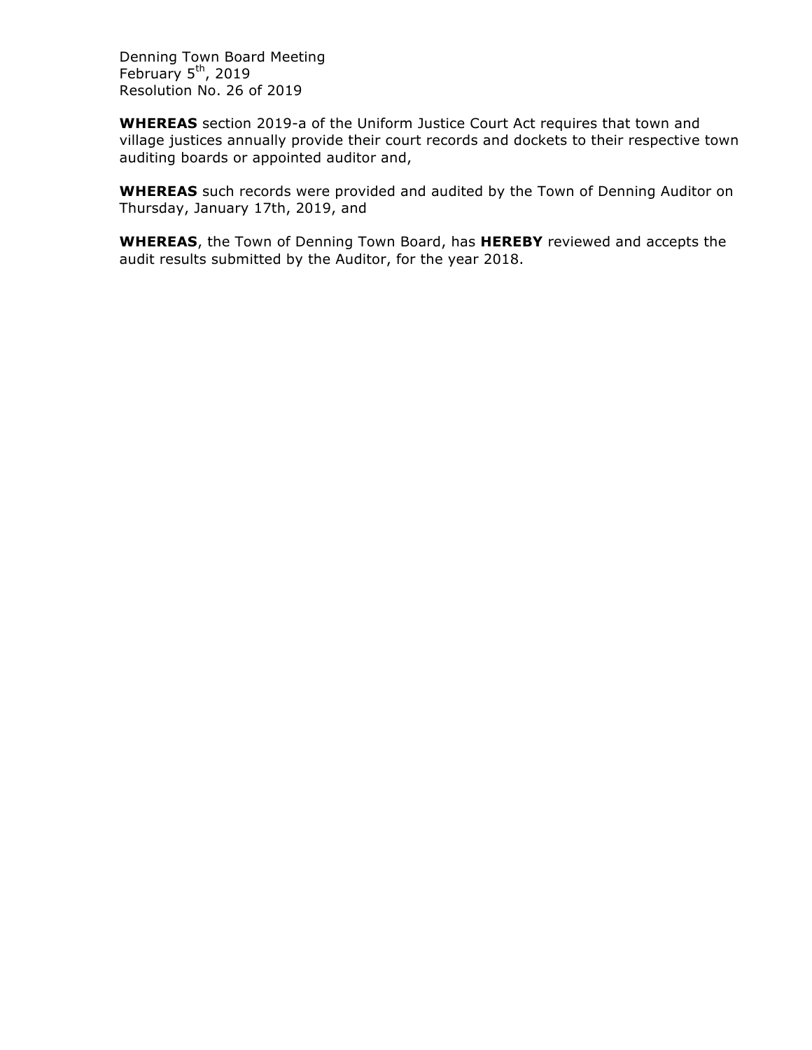Denning Town Board Meeting
February 5th, 2019
Resolution No. 26 of 2019

**WHEREAS** section 2019-a of the Uniform Justice Court Act requires that town and village justices annually provide their court records and dockets to their respective town auditing boards or appointed auditor and,

**WHEREAS** such records were provided and audited by the Town of Denning Auditor on Thursday, January 17th, 2019, and

**WHEREAS**, the Town of Denning Town Board, has **HEREBY** reviewed and accepts the audit results submitted by the Auditor, for the year 2018.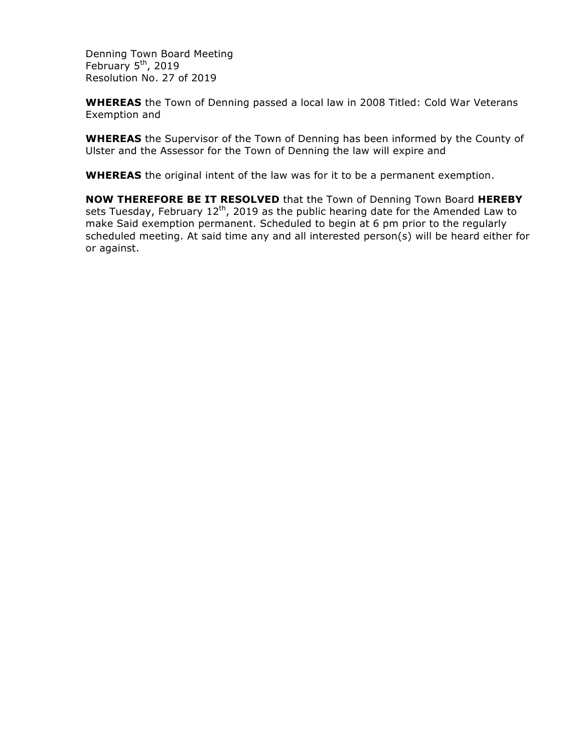Denning Town Board Meeting
February 5th, 2019
Resolution No. 27 of 2019

**WHEREAS** the Town of Denning passed a local law in 2008 Titled: Cold War Veterans Exemption and

**WHEREAS** the Supervisor of the Town of Denning has been informed by the County of Ulster and the Assessor for the Town of Denning the law will expire and

**WHEREAS** the original intent of the law was for it to be a permanent exemption.

**NOW THEREFORE BE IT RESOLVED** that the Town of Denning Town Board **HEREBY** sets Tuesday, February 12th, 2019 as the public hearing date for the Amended Law to make Said exemption permanent. Scheduled to begin at 6 pm prior to the regularly scheduled meeting. At said time any and all interested person(s) will be heard either for or against.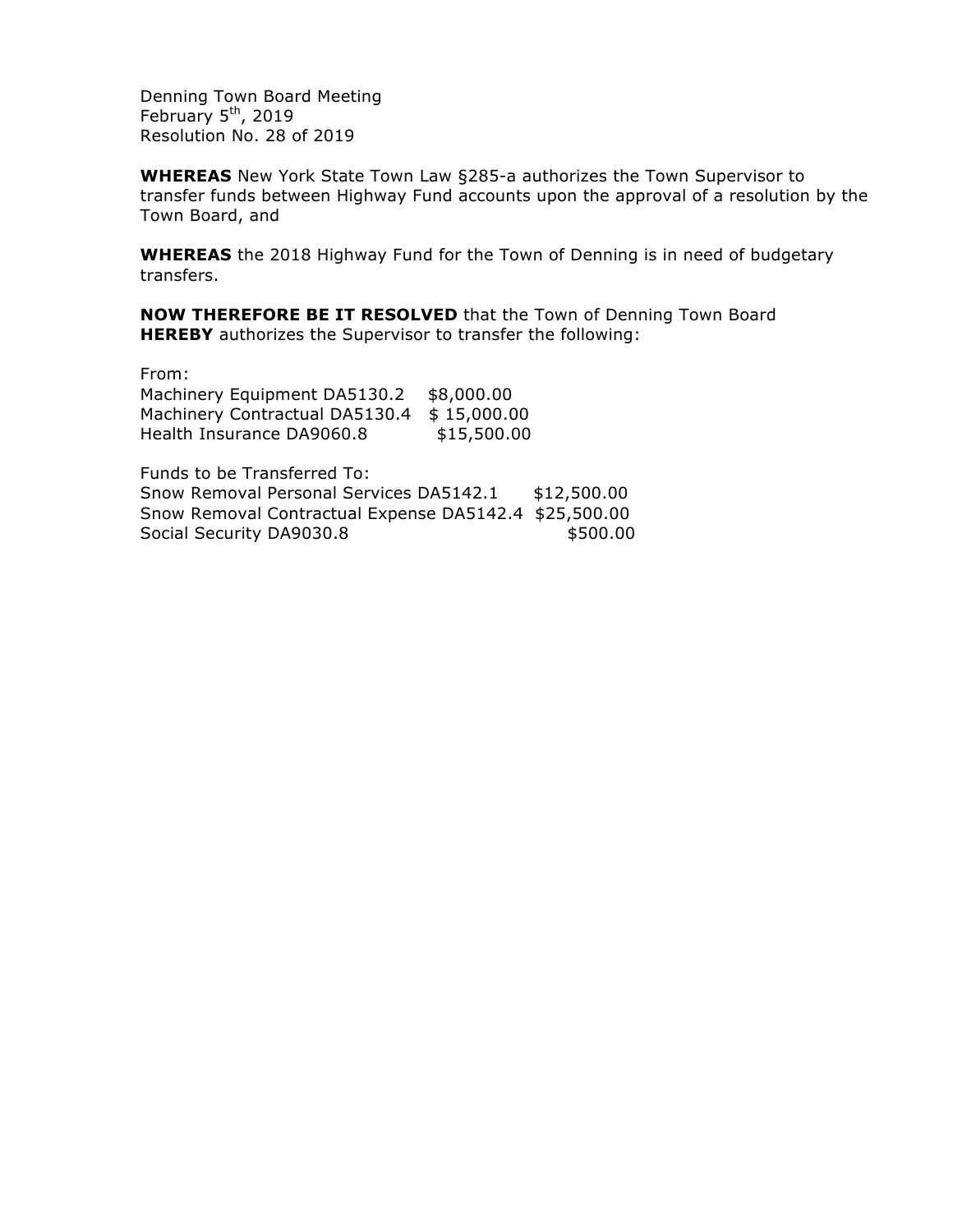Denning Town Board Meeting
February 5th, 2019
Resolution No. 28 of 2019

**WHEREAS** New York State Town Law §285-a authorizes the Town Supervisor to transfer funds between Highway Fund accounts upon the approval of a resolution by the Town Board, and

**WHEREAS** the 2018 Highway Fund for the Town of Denning is in need of budgetary transfers.

**NOW THEREFORE BE IT RESOLVED** that the Town of Denning Town Board **HEREBY** authorizes the Supervisor to transfer the following:

From:

| | |
|---|---|
| Machinery Equipment DA5130.2 | $8,000.00 |
| Machinery Contractual DA5130.4 | $ 15,000.00 |
| Health Insurance DA9060.8 | $15,500.00 |

Funds to be Transferred To:

| | |
|---|---|
| Snow Removal Personal Services DA5142.1 | $12,500.00 |
| Snow Removal Contractual Expense DA5142.4 | $25,500.00 |
| Social Security DA9030.8 | $500.00 |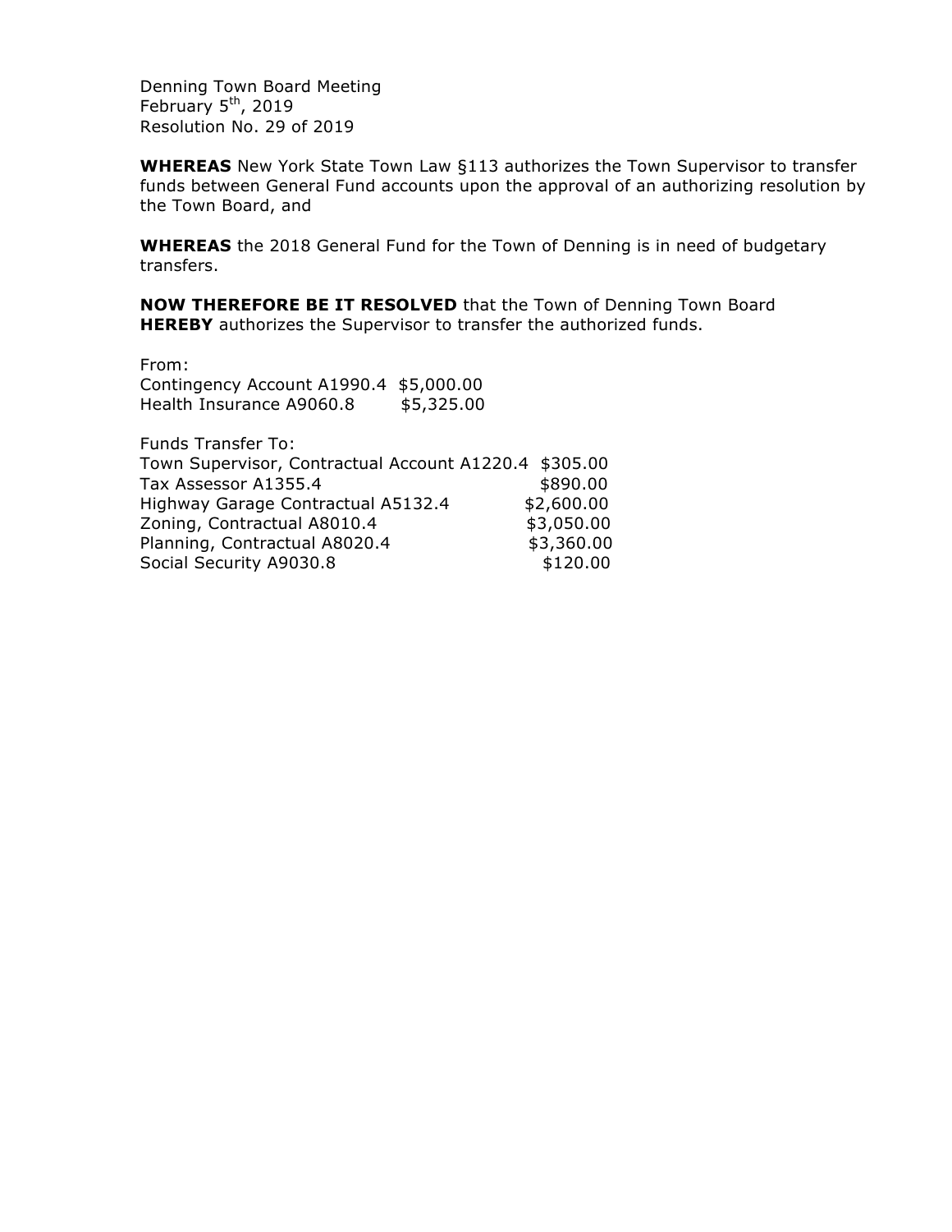Denning Town Board Meeting
February 5th, 2019
Resolution No. 29 of 2019

**WHEREAS** New York State Town Law §113 authorizes the Town Supervisor to transfer funds between General Fund accounts upon the approval of an authorizing resolution by the Town Board, and

**WHEREAS** the 2018 General Fund for the Town of Denning is in need of budgetary transfers.

**NOW THEREFORE BE IT RESOLVED** that the Town of Denning Town Board **HEREBY** authorizes the Supervisor to transfer the authorized funds.

From:

| | |
|---|---|
| Contingency Account A1990.4 | $5,000.00 |
| Health Insurance A9060.8 | $5,325.00 |

Funds Transfer To:

| | |
|---|---|
| Town Supervisor, Contractual Account A1220.4 | $305.00 |
| Tax Assessor A1355.4 | $890.00 |
| Highway Garage Contractual A5132.4 | $2,600.00 |
| Zoning, Contractual A8010.4 | $3,050.00 |
| Planning, Contractual A8020.4 | $3,360.00 |
| Social Security A9030.8 | $120.00 |